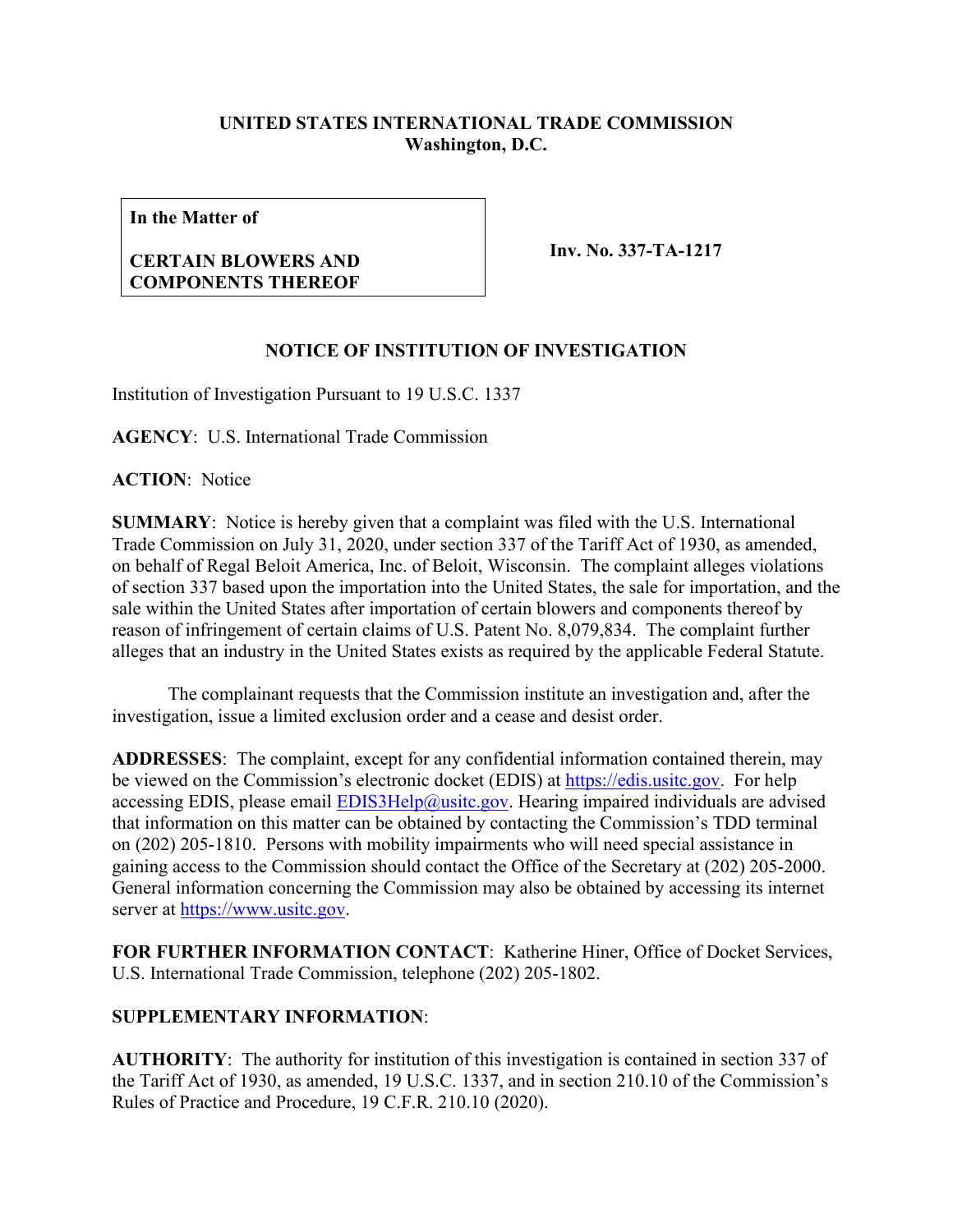**UNITED STATES INTERNATIONAL TRADE COMMISSION**
**Washington, D.C.**

| **In the Matter of**<br><br>**CERTAIN BLOWERS AND COMPONENTS THEREOF** | **Inv. No. 337-TA-1217** |
|---|---|

**NOTICE OF INSTITUTION OF INVESTIGATION**

Institution of Investigation Pursuant to 19 U.S.C. 1337

**AGENCY**: U.S. International Trade Commission

**ACTION**: Notice

**SUMMARY**: Notice is hereby given that a complaint was filed with the U.S. International Trade Commission on July 31, 2020, under section 337 of the Tariff Act of 1930, as amended, on behalf of Regal Beloit America, Inc. of Beloit, Wisconsin. The complaint alleges violations of section 337 based upon the importation into the United States, the sale for importation, and the sale within the United States after importation of certain blowers and components thereof by reason of infringement of certain claims of U.S. Patent No. 8,079,834. The complaint further alleges that an industry in the United States exists as required by the applicable Federal Statute.

The complainant requests that the Commission institute an investigation and, after the investigation, issue a limited exclusion order and a cease and desist order.

**ADDRESSES**: The complaint, except for any confidential information contained therein, may be viewed on the Commission's electronic docket (EDIS) at https://edis.usitc.gov. For help accessing EDIS, please email EDIS3Help@usitc.gov. Hearing impaired individuals are advised that information on this matter can be obtained by contacting the Commission's TDD terminal on (202) 205-1810. Persons with mobility impairments who will need special assistance in gaining access to the Commission should contact the Office of the Secretary at (202) 205-2000. General information concerning the Commission may also be obtained by accessing its internet server at https://www.usitc.gov.

**FOR FURTHER INFORMATION CONTACT**: Katherine Hiner, Office of Docket Services, U.S. International Trade Commission, telephone (202) 205-1802.

**SUPPLEMENTARY INFORMATION**:

**AUTHORITY**: The authority for institution of this investigation is contained in section 337 of the Tariff Act of 1930, as amended, 19 U.S.C. 1337, and in section 210.10 of the Commission's Rules of Practice and Procedure, 19 C.F.R. 210.10 (2020).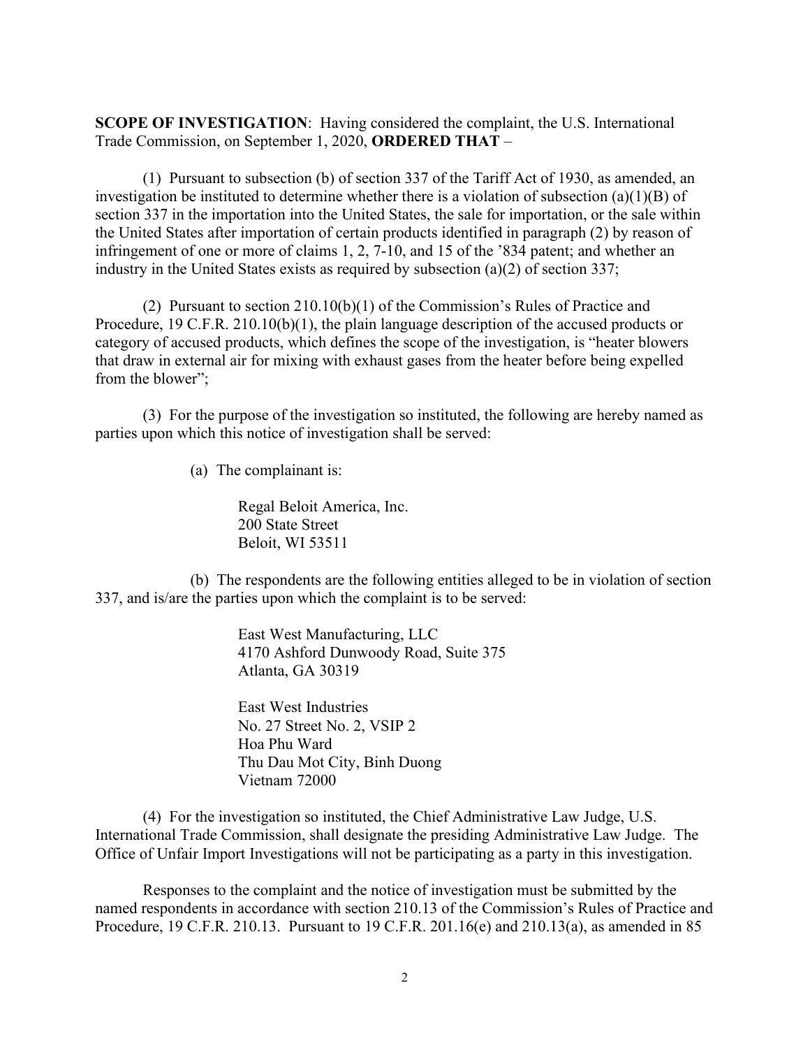**SCOPE OF INVESTIGATION**: Having considered the complaint, the U.S. International Trade Commission, on September 1, 2020, **ORDERED THAT** –

(1) Pursuant to subsection (b) of section 337 of the Tariff Act of 1930, as amended, an investigation be instituted to determine whether there is a violation of subsection (a)(1)(B) of section 337 in the importation into the United States, the sale for importation, or the sale within the United States after importation of certain products identified in paragraph (2) by reason of infringement of one or more of claims 1, 2, 7-10, and 15 of the '834 patent; and whether an industry in the United States exists as required by subsection (a)(2) of section 337;

(2) Pursuant to section 210.10(b)(1) of the Commission's Rules of Practice and Procedure, 19 C.F.R. 210.10(b)(1), the plain language description of the accused products or category of accused products, which defines the scope of the investigation, is "heater blowers that draw in external air for mixing with exhaust gases from the heater before being expelled from the blower";

(3) For the purpose of the investigation so instituted, the following are hereby named as parties upon which this notice of investigation shall be served:

(a) The complainant is:

Regal Beloit America, Inc.
200 State Street
Beloit, WI 53511

(b) The respondents are the following entities alleged to be in violation of section 337, and is/are the parties upon which the complaint is to be served:

East West Manufacturing, LLC
4170 Ashford Dunwoody Road, Suite 375
Atlanta, GA 30319

East West Industries
No. 27 Street No. 2, VSIP 2
Hoa Phu Ward
Thu Dau Mot City, Binh Duong
Vietnam 72000

(4) For the investigation so instituted, the Chief Administrative Law Judge, U.S. International Trade Commission, shall designate the presiding Administrative Law Judge. The Office of Unfair Import Investigations will not be participating as a party in this investigation.

Responses to the complaint and the notice of investigation must be submitted by the named respondents in accordance with section 210.13 of the Commission's Rules of Practice and Procedure, 19 C.F.R. 210.13. Pursuant to 19 C.F.R. 201.16(e) and 210.13(a), as amended in 85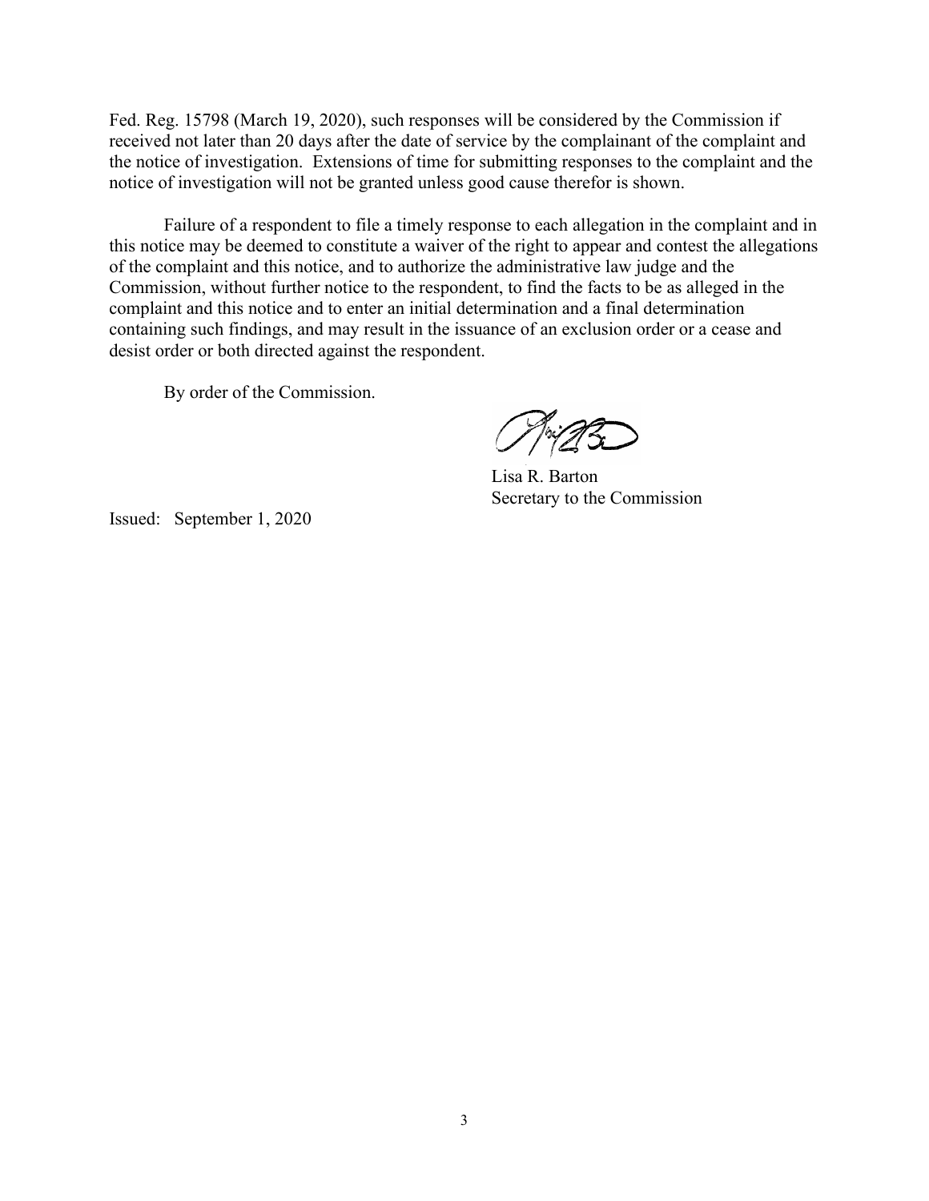Fed. Reg. 15798 (March 19, 2020), such responses will be considered by the Commission if received not later than 20 days after the date of service by the complainant of the complaint and the notice of investigation. Extensions of time for submitting responses to the complaint and the notice of investigation will not be granted unless good cause therefor is shown.

Failure of a respondent to file a timely response to each allegation in the complaint and in this notice may be deemed to constitute a waiver of the right to appear and contest the allegations of the complaint and this notice, and to authorize the administrative law judge and the Commission, without further notice to the respondent, to find the facts to be as alleged in the complaint and this notice and to enter an initial determination and a final determination containing such findings, and may result in the issuance of an exclusion order or a cease and desist order or both directed against the respondent.

By order of the Commission.

Lisa R. Barton
Secretary to the Commission

Issued: September 1, 2020